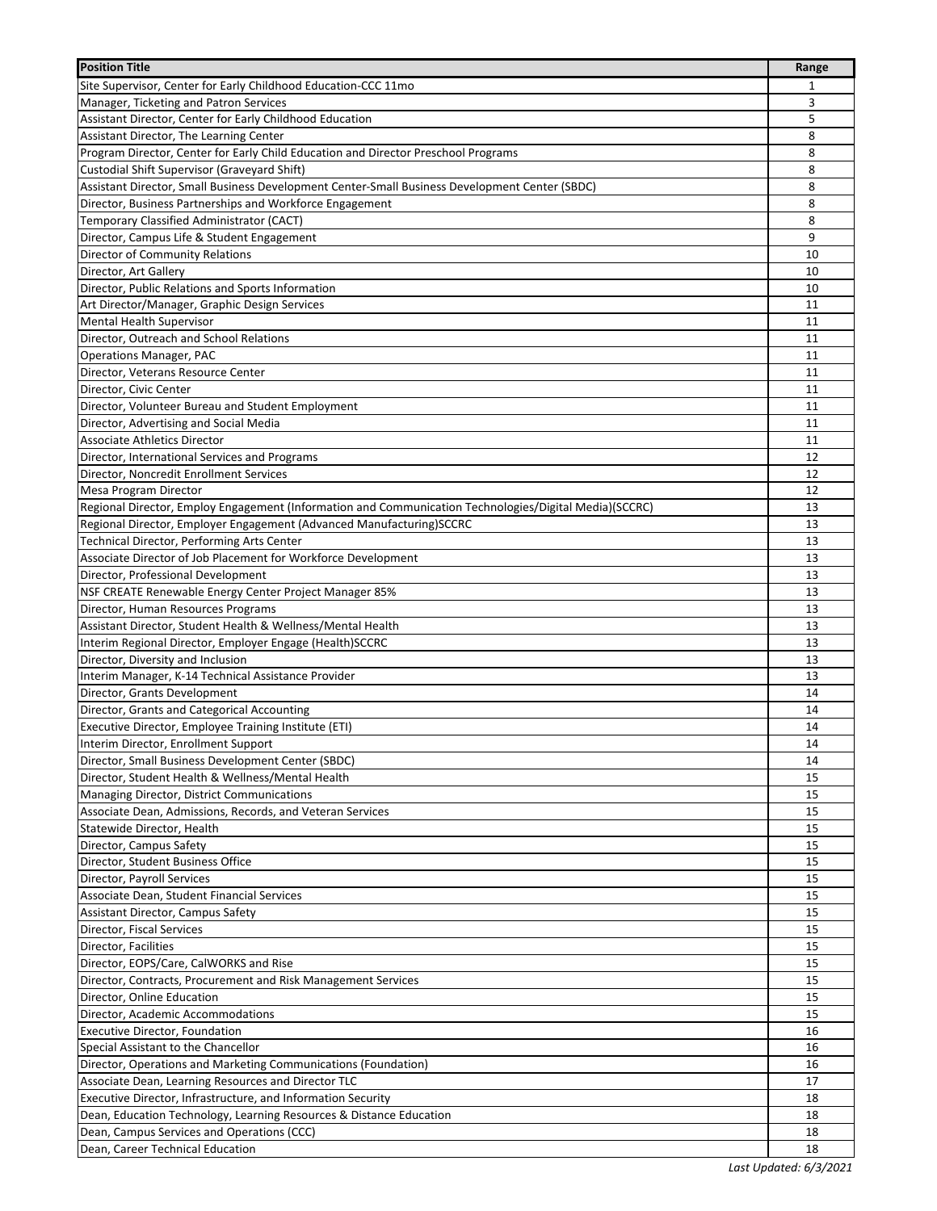| Position Title | Range |
|---|---|
| Site Supervisor, Center for Early Childhood Education-CCC 11mo | 1 |
| Manager, Ticketing and Patron Services | 3 |
| Assistant Director, Center for Early Childhood Education | 5 |
| Assistant Director, The Learning Center | 8 |
| Program Director, Center for Early Child Education and Director Preschool Programs | 8 |
| Custodial Shift Supervisor (Graveyard Shift) | 8 |
| Assistant Director, Small Business Development Center-Small Business Development Center (SBDC) | 8 |
| Director, Business Partnerships and Workforce Engagement | 8 |
| Temporary Classified Administrator (CACT) | 8 |
| Director, Campus Life & Student Engagement | 9 |
| Director of Community Relations | 10 |
| Director, Art Gallery | 10 |
| Director, Public Relations and Sports Information | 10 |
| Art Director/Manager, Graphic Design Services | 11 |
| Mental Health Supervisor | 11 |
| Director, Outreach and School Relations | 11 |
| Operations Manager, PAC | 11 |
| Director, Veterans Resource Center | 11 |
| Director, Civic Center | 11 |
| Director, Volunteer Bureau and Student Employment | 11 |
| Director, Advertising and Social Media | 11 |
| Associate Athletics Director | 11 |
| Director, International Services and Programs | 12 |
| Director, Noncredit Enrollment Services | 12 |
| Mesa Program Director | 12 |
| Regional Director, Employ Engagement (Information and Communication Technologies/Digital Media)(SCCRC) | 13 |
| Regional Director, Employer Engagement (Advanced Manufacturing)SCCRC | 13 |
| Technical Director, Performing Arts Center | 13 |
| Associate Director of Job Placement for Workforce Development | 13 |
| Director, Professional Development | 13 |
| NSF CREATE Renewable Energy Center Project Manager 85% | 13 |
| Director, Human Resources Programs | 13 |
| Assistant Director, Student Health & Wellness/Mental Health | 13 |
| Interim Regional Director, Employer Engage (Health)SCCRC | 13 |
| Director, Diversity and Inclusion | 13 |
| Interim Manager, K-14 Technical Assistance Provider | 13 |
| Director, Grants Development | 14 |
| Director, Grants and Categorical Accounting | 14 |
| Executive Director, Employee Training Institute (ETI) | 14 |
| Interim Director, Enrollment Support | 14 |
| Director, Small Business Development Center (SBDC) | 14 |
| Director, Student Health & Wellness/Mental Health | 15 |
| Managing Director, District Communications | 15 |
| Associate Dean, Admissions, Records, and Veteran Services | 15 |
| Statewide Director, Health | 15 |
| Director, Campus Safety | 15 |
| Director, Student Business Office | 15 |
| Director, Payroll Services | 15 |
| Associate Dean, Student Financial Services | 15 |
| Assistant Director, Campus Safety | 15 |
| Director, Fiscal Services | 15 |
| Director, Facilities | 15 |
| Director, EOPS/Care, CalWORKS and Rise | 15 |
| Director, Contracts, Procurement and Risk Management Services | 15 |
| Director, Online Education | 15 |
| Director, Academic Accommodations | 15 |
| Executive Director, Foundation | 16 |
| Special Assistant to the Chancellor | 16 |
| Director, Operations and Marketing Communications (Foundation) | 16 |
| Associate Dean, Learning Resources and Director TLC | 17 |
| Executive Director, Infrastructure, and Information Security | 18 |
| Dean, Education Technology, Learning Resources & Distance Education | 18 |
| Dean, Campus Services and Operations (CCC) | 18 |
| Dean, Career Technical Education | 18 |

*Last Updated: 6/3/2021*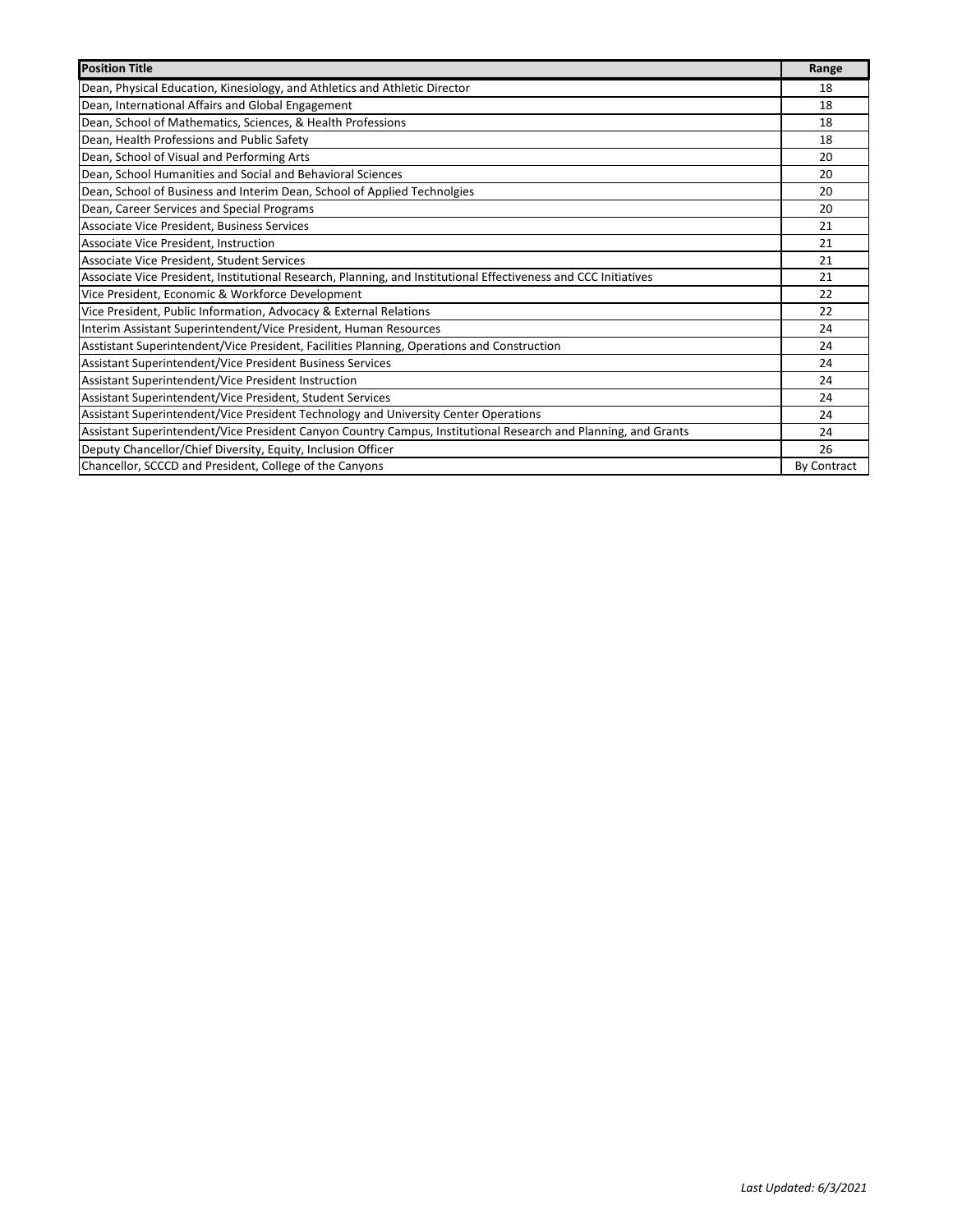| Position Title | Range |
| --- | --- |
| Dean, Physical Education, Kinesiology, and Athletics and Athletic Director | 18 |
| Dean, International Affairs and Global Engagement | 18 |
| Dean, School of Mathematics, Sciences, & Health Professions | 18 |
| Dean, Health Professions and Public Safety | 18 |
| Dean, School of Visual and Performing Arts | 20 |
| Dean, School Humanities and Social and Behavioral Sciences | 20 |
| Dean, School of Business and Interim Dean, School of Applied Technolgies | 20 |
| Dean, Career Services and Special Programs | 20 |
| Associate Vice President, Business Services | 21 |
| Associate Vice President, Instruction | 21 |
| Associate Vice President, Student Services | 21 |
| Associate Vice President, Institutional Research, Planning, and Institutional Effectiveness and CCC Initiatives | 21 |
| Vice President, Economic & Workforce Development | 22 |
| Vice President, Public Information, Advocacy & External Relations | 22 |
| Interim Assistant Superintendent/Vice President, Human Resources | 24 |
| Asstistant Superintendent/Vice President, Facilities Planning, Operations and Construction | 24 |
| Assistant Superintendent/Vice President Business Services | 24 |
| Assistant Superintendent/Vice President Instruction | 24 |
| Assistant Superintendent/Vice President, Student Services | 24 |
| Assistant Superintendent/Vice President Technology and University Center Operations | 24 |
| Assistant Superintendent/Vice President Canyon Country Campus, Institutional Research and Planning, and Grants | 24 |
| Deputy Chancellor/Chief Diversity, Equity, Inclusion Officer | 26 |
| Chancellor, SCCCD and President, College of the Canyons | By Contract |

*Last Updated: 6/3/2021*